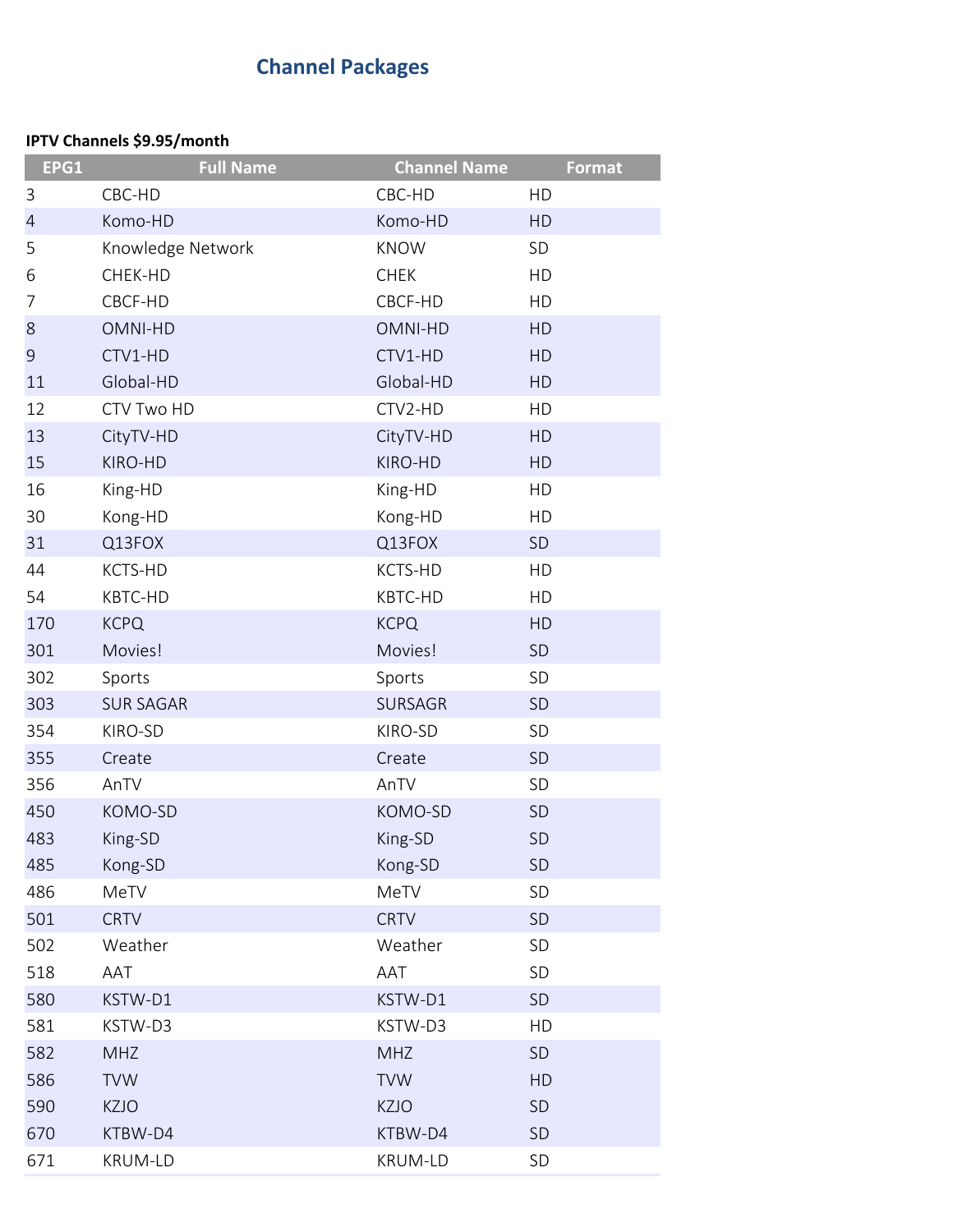# Channel Packages

**IPTV Channels $9.95/month**

| EPG1 | Full Name | Channel Name | Format |
|---|---|---|---|
| 3 | CBC-HD | CBC-HD | HD |
| 4 | Komo-HD | Komo-HD | HD |
| 5 | Knowledge Network | KNOW | SD |
| 6 | CHEK-HD | CHEK | HD |
| 7 | CBCF-HD | CBCF-HD | HD |
| 8 | OMNI-HD | OMNI-HD | HD |
| 9 | CTV1-HD | CTV1-HD | HD |
| 11 | Global-HD | Global-HD | HD |
| 12 | CTV Two HD | CTV2-HD | HD |
| 13 | CityTV-HD | CityTV-HD | HD |
| 15 | KIRO-HD | KIRO-HD | HD |
| 16 | King-HD | King-HD | HD |
| 30 | Kong-HD | Kong-HD | HD |
| 31 | Q13FOX | Q13FOX | SD |
| 44 | KCTS-HD | KCTS-HD | HD |
| 54 | KBTC-HD | KBTC-HD | HD |
| 170 | KCPQ | KCPQ | HD |
| 301 | Movies! | Movies! | SD |
| 302 | Sports | Sports | SD |
| 303 | SUR SAGAR | SURSAGR | SD |
| 354 | KIRO-SD | KIRO-SD | SD |
| 355 | Create | Create | SD |
| 356 | AnTV | AnTV | SD |
| 450 | KOMO-SD | KOMO-SD | SD |
| 483 | King-SD | King-SD | SD |
| 485 | Kong-SD | Kong-SD | SD |
| 486 | MeTV | MeTV | SD |
| 501 | CRTV | CRTV | SD |
| 502 | Weather | Weather | SD |
| 518 | AAT | AAT | SD |
| 580 | KSTW-D1 | KSTW-D1 | SD |
| 581 | KSTW-D3 | KSTW-D3 | HD |
| 582 | MHZ | MHZ | SD |
| 586 | TVW | TVW | HD |
| 590 | KZJO | KZJO | SD |
| 670 | KTBW-D4 | KTBW-D4 | SD |
| 671 | KRUM-LD | KRUM-LD | SD |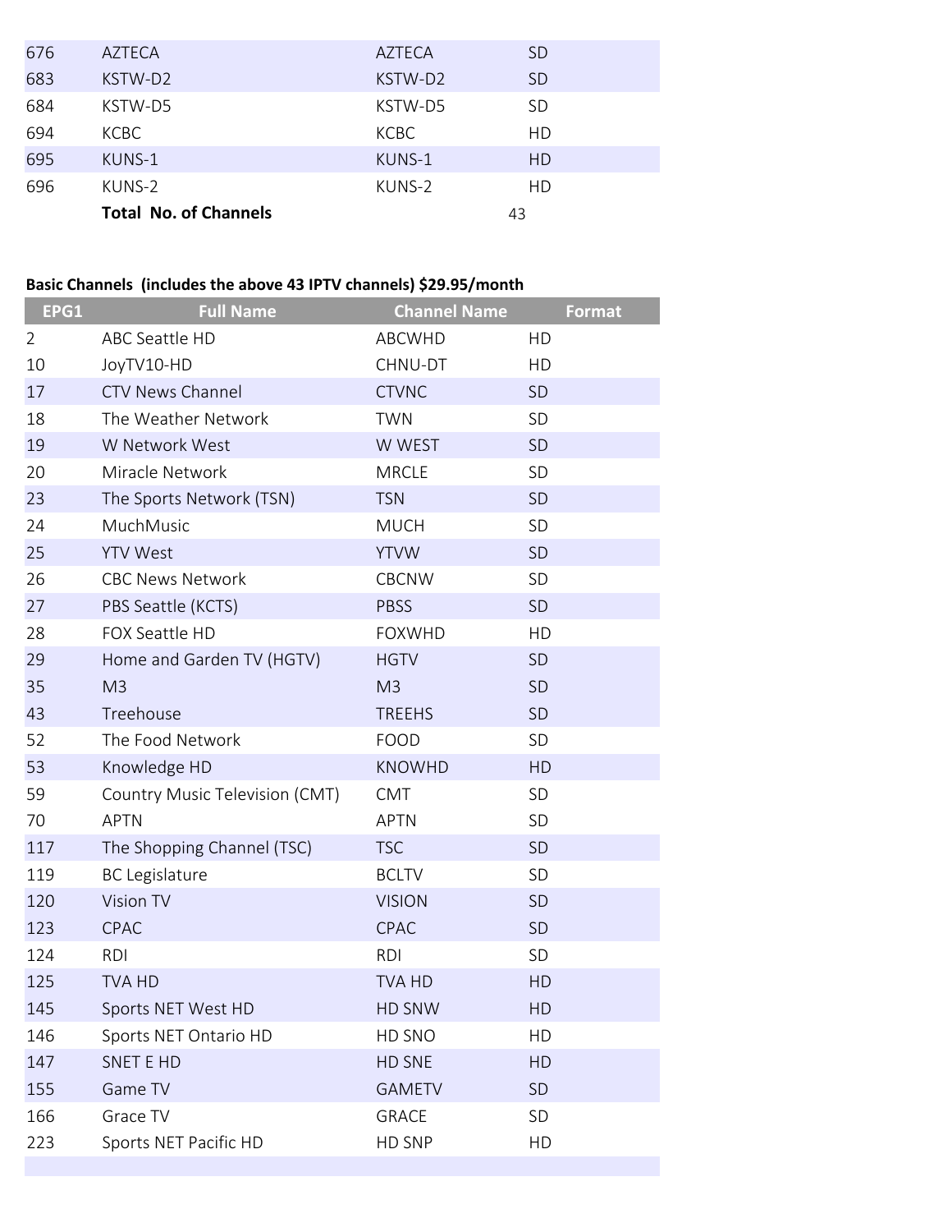| | | | |
|---|---|---|---|
| 676 | AZTECA | AZTECA | SD |
| 683 | KSTW-D2 | KSTW-D2 | SD |
| 684 | KSTW-D5 | KSTW-D5 | SD |
| 694 | KCBC | KCBC | HD |
| 695 | KUNS-1 | KUNS-1 | HD |
| 696 | KUNS-2 | KUNS-2 | HD |
| | **Total No. of Channels** | | 43 |

**Basic Channels (includes the above 43 IPTV channels) $29.95/month**

| EPG1 | Full Name | Channel Name | Format |
|---|---|---|---|
| 2 | ABC Seattle HD | ABCWHD | HD |
| 10 | JoyTV10-HD | CHNU-DT | HD |
| 17 | CTV News Channel | CTVNC | SD |
| 18 | The Weather Network | TWN | SD |
| 19 | W Network West | W WEST | SD |
| 20 | Miracle Network | MRCLE | SD |
| 23 | The Sports Network (TSN) | TSN | SD |
| 24 | MuchMusic | MUCH | SD |
| 25 | YTV West | YTVW | SD |
| 26 | CBC News Network | CBCNW | SD |
| 27 | PBS Seattle (KCTS) | PBSS | SD |
| 28 | FOX Seattle HD | FOXWHD | HD |
| 29 | Home and Garden TV (HGTV) | HGTV | SD |
| 35 | M3 | M3 | SD |
| 43 | Treehouse | TREEHS | SD |
| 52 | The Food Network | FOOD | SD |
| 53 | Knowledge HD | KNOWHD | HD |
| 59 | Country Music Television (CMT) | CMT | SD |
| 70 | APTN | APTN | SD |
| 117 | The Shopping Channel (TSC) | TSC | SD |
| 119 | BC Legislature | BCLTV | SD |
| 120 | Vision TV | VISION | SD |
| 123 | CPAC | CPAC | SD |
| 124 | RDI | RDI | SD |
| 125 | TVA HD | TVA HD | HD |
| 145 | Sports NET West HD | HD SNW | HD |
| 146 | Sports NET Ontario HD | HD SNO | HD |
| 147 | SNET E HD | HD SNE | HD |
| 155 | Game TV | GAMETV | SD |
| 166 | Grace TV | GRACE | SD |
| 223 | Sports NET Pacific HD | HD SNP | HD |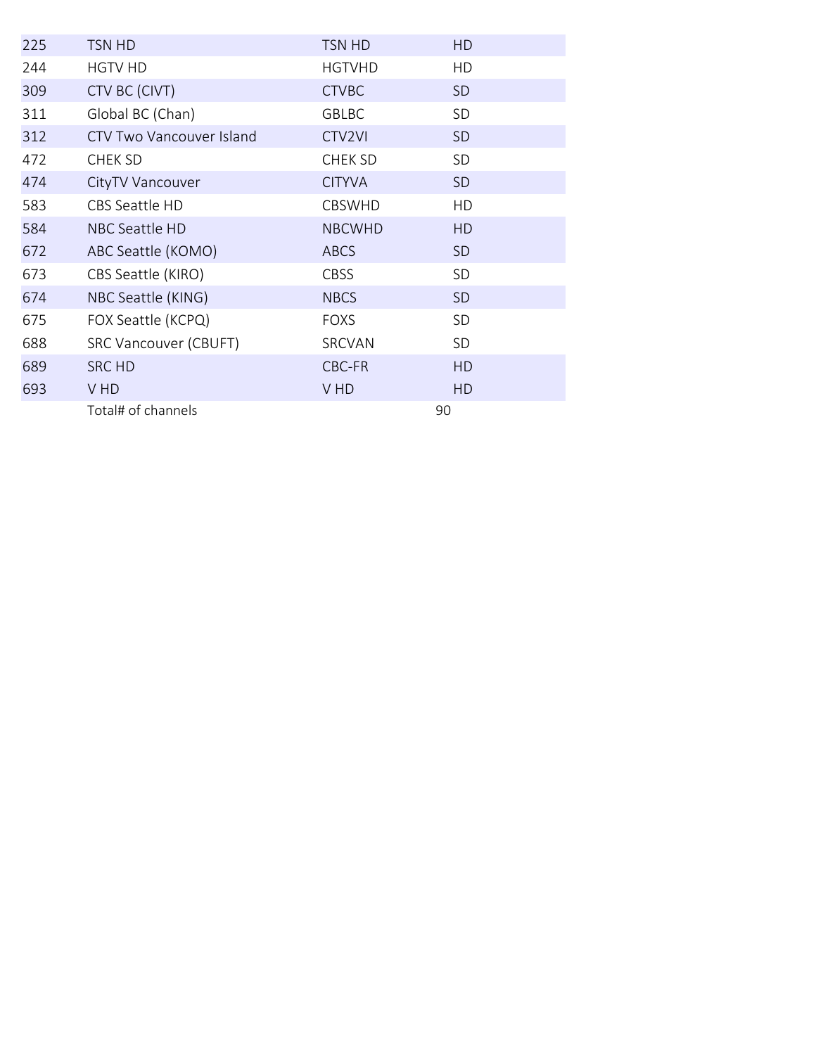| | | | |
|---|---|---|---|
| 225 | TSN HD | TSN HD | HD |
| 244 | HGTV HD | HGTVHD | HD |
| 309 | CTV BC (CIVT) | CTVBC | SD |
| 311 | Global BC (Chan) | GBLBC | SD |
| 312 | CTV Two Vancouver Island | CTV2VI | SD |
| 472 | CHEK SD | CHEK SD | SD |
| 474 | CityTV Vancouver | CITYVA | SD |
| 583 | CBS Seattle HD | CBSWHD | HD |
| 584 | NBC Seattle HD | NBCWHD | HD |
| 672 | ABC Seattle (KOMO) | ABCS | SD |
| 673 | CBS Seattle (KIRO) | CBSS | SD |
| 674 | NBC Seattle (KING) | NBCS | SD |
| 675 | FOX Seattle (KCPQ) | FOXS | SD |
| 688 | SRC Vancouver (CBUFT) | SRCVAN | SD |
| 689 | SRC HD | CBC-FR | HD |
| 693 | V HD | V HD | HD |
| | Total# of channels | | 90 |